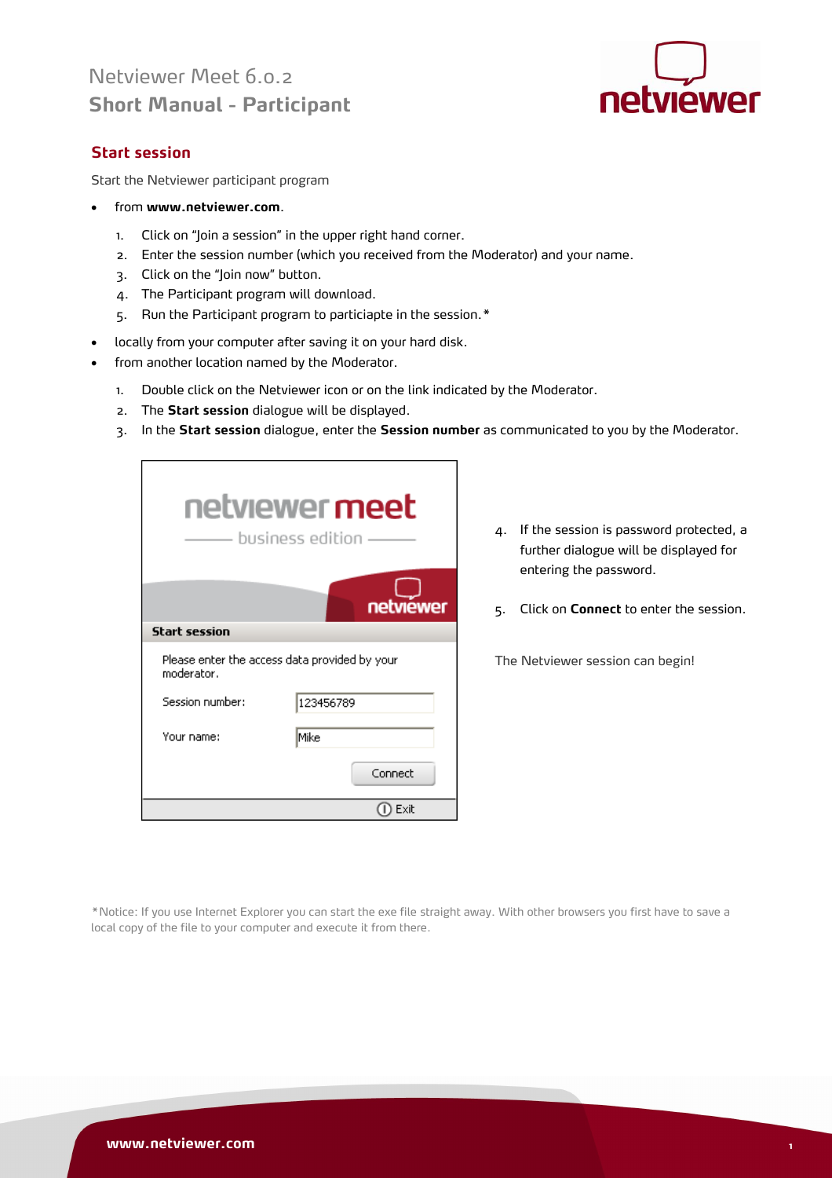Netviewer Meet 6.0.2

# Short Manual - Participant

## Start session

Start the Netviewer participant program

- from **www.netviewer.com**.

  1. Click on "Join a session" in the upper right hand corner.
  2. Enter the session number (which you received from the Moderator) and your name.
  3. Click on the "Join now" button.
  4. The Participant program will download.
  5. Run the Participant program to particiapte in the session.*

- locally from your computer after saving it on your hard disk.
- from another location named by the Moderator.

  1. Double click on the Netviewer icon or on the link indicated by the Moderator.
  2. The **Start session** dialogue will be displayed.
  3. In the **Start session** dialogue, enter the **Session number** as communicated to you by the Moderator.

netviewer meet
business edition

**Start session**

Please enter the access data provided by your moderator.

Session number: 123456789

Your name: Mike

Connect

Exit

4. If the session is password protected, a further dialogue will be displayed for entering the password.
5. Click on **Connect** to enter the session.

The Netviewer session can begin!

*Notice: If you use Internet Explorer you can start the exe file straight away. With other browsers you first have to save a local copy of the file to your computer and execute it from there.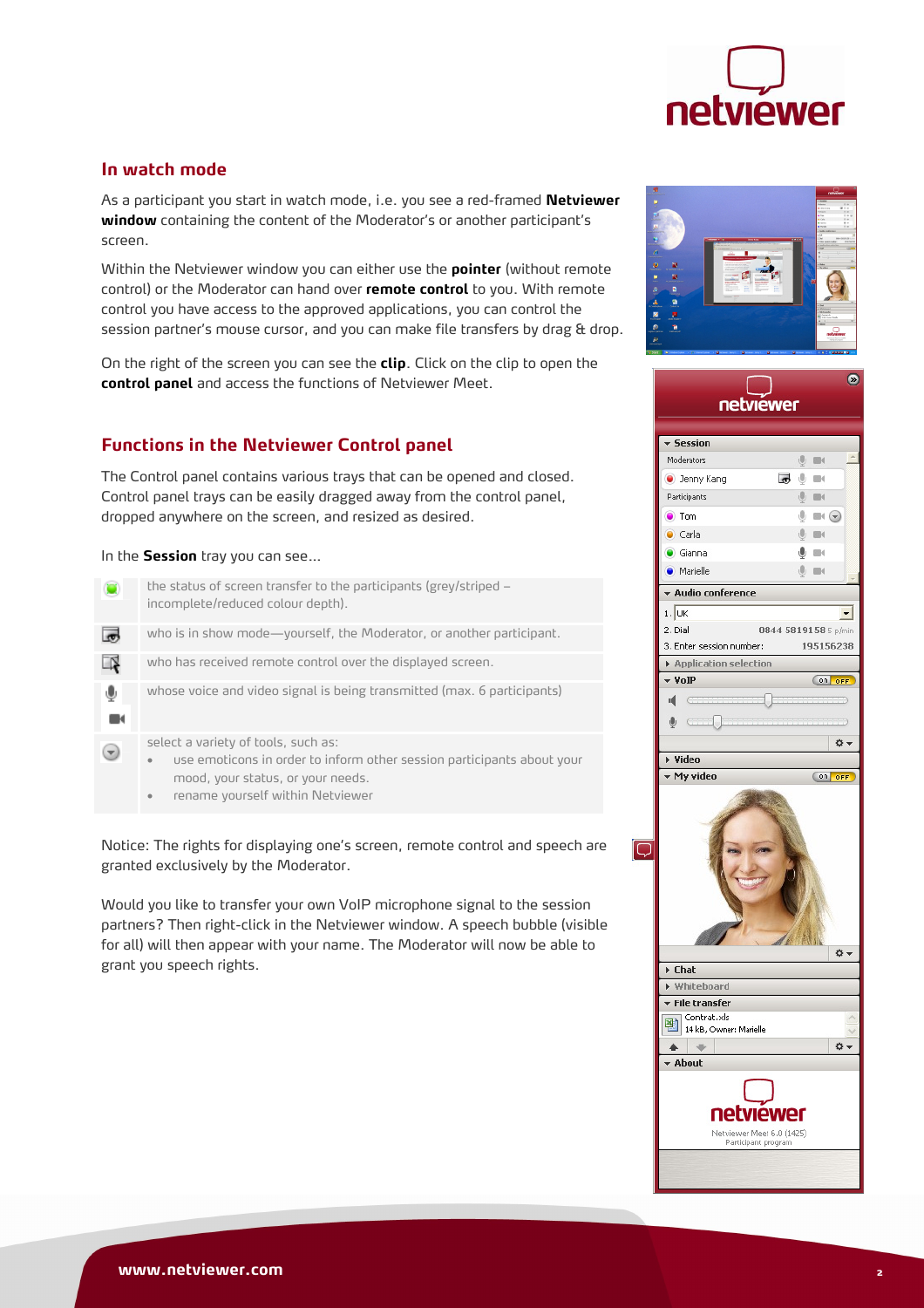## In watch mode

As a participant you start in watch mode, i.e. you see a red-framed **Netviewer window** containing the content of the Moderator's or another participant's screen.

Within the Netviewer window you can either use the **pointer** (without remote control) or the Moderator can hand over **remote control** to you. With remote control you have access to the approved applications, you can control the session partner's mouse cursor, and you can make file transfers by drag & drop.

On the right of the screen you can see the **clip**. Click on the clip to open the **control panel** and access the functions of Netviewer Meet.

## Functions in the Netviewer Control panel

The Control panel contains various trays that can be opened and closed. Control panel trays can be easily dragged away from the control panel, dropped anywhere on the screen, and resized as desired.

In the **Session** tray you can see...

| | |
|---|---|
| | the status of screen transfer to the participants (grey/striped – incomplete/reduced colour depth). |
| | who is in show mode—yourself, the Moderator, or another participant. |
| | who has received remote control over the displayed screen. |
| | whose voice and video signal is being transmitted (max. 6 participants) |
| | select a variety of tools, such as:<br>• use emoticons in order to inform other session participants about your mood, your status, or your needs.<br>• rename yourself within Netviewer |

Notice: The rights for displaying one's screen, remote control and speech are granted exclusively by the Moderator.

Would you like to transfer your own VoIP microphone signal to the session partners? Then right-click in the Netviewer window. A speech bubble (visible for all) will then appear with your name. The Moderator will now be able to grant you speech rights.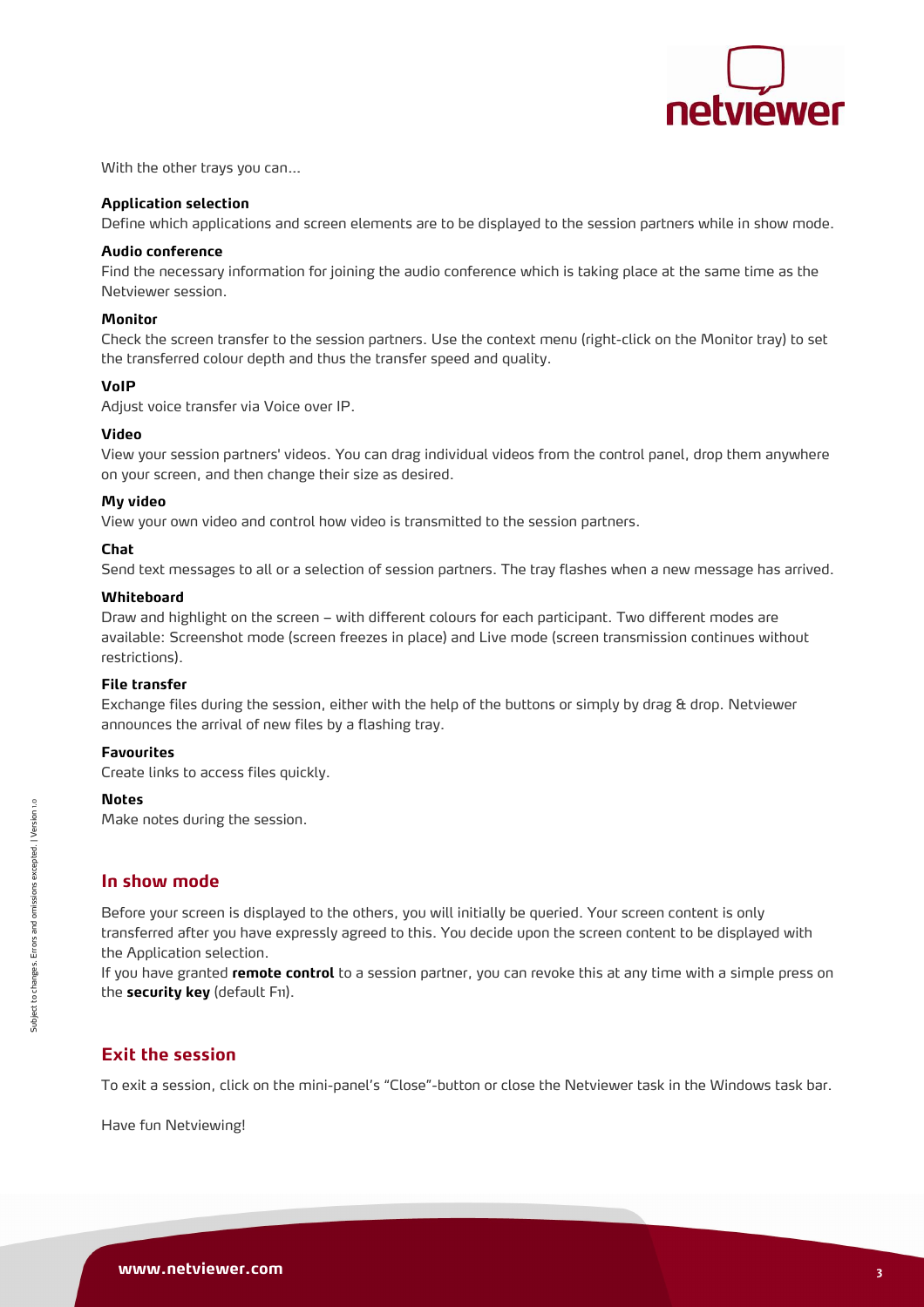With the other trays you can…

**Application selection**

Define which applications and screen elements are to be displayed to the session partners while in show mode.

**Audio conference**

Find the necessary information for joining the audio conference which is taking place at the same time as the Netviewer session.

**Monitor**

Check the screen transfer to the session partners. Use the context menu (right-click on the Monitor tray) to set the transferred colour depth and thus the transfer speed and quality.

**VoIP**

Adjust voice transfer via Voice over IP.

**Video**

View your session partners' videos. You can drag individual videos from the control panel, drop them anywhere on your screen, and then change their size as desired.

**My video**

View your own video and control how video is transmitted to the session partners.

**Chat**

Send text messages to all or a selection of session partners. The tray flashes when a new message has arrived.

**Whiteboard**

Draw and highlight on the screen – with different colours for each participant. Two different modes are available: Screenshot mode (screen freezes in place) and Live mode (screen transmission continues without restrictions).

**File transfer**

Exchange files during the session, either with the help of the buttons or simply by drag & drop. Netviewer announces the arrival of new files by a flashing tray.

**Favourites**

Create links to access files quickly.

**Notes**

Make notes during the session.

## In show mode

Before your screen is displayed to the others, you will initially be queried. Your screen content is only transferred after you have expressly agreed to this. You decide upon the screen content to be displayed with the Application selection.

If you have granted **remote control** to a session partner, you can revoke this at any time with a simple press on the **security key** (default F11).

## Exit the session

To exit a session, click on the mini-panel's "Close"-button or close the Netviewer task in the Windows task bar.

Have fun Netviewing!